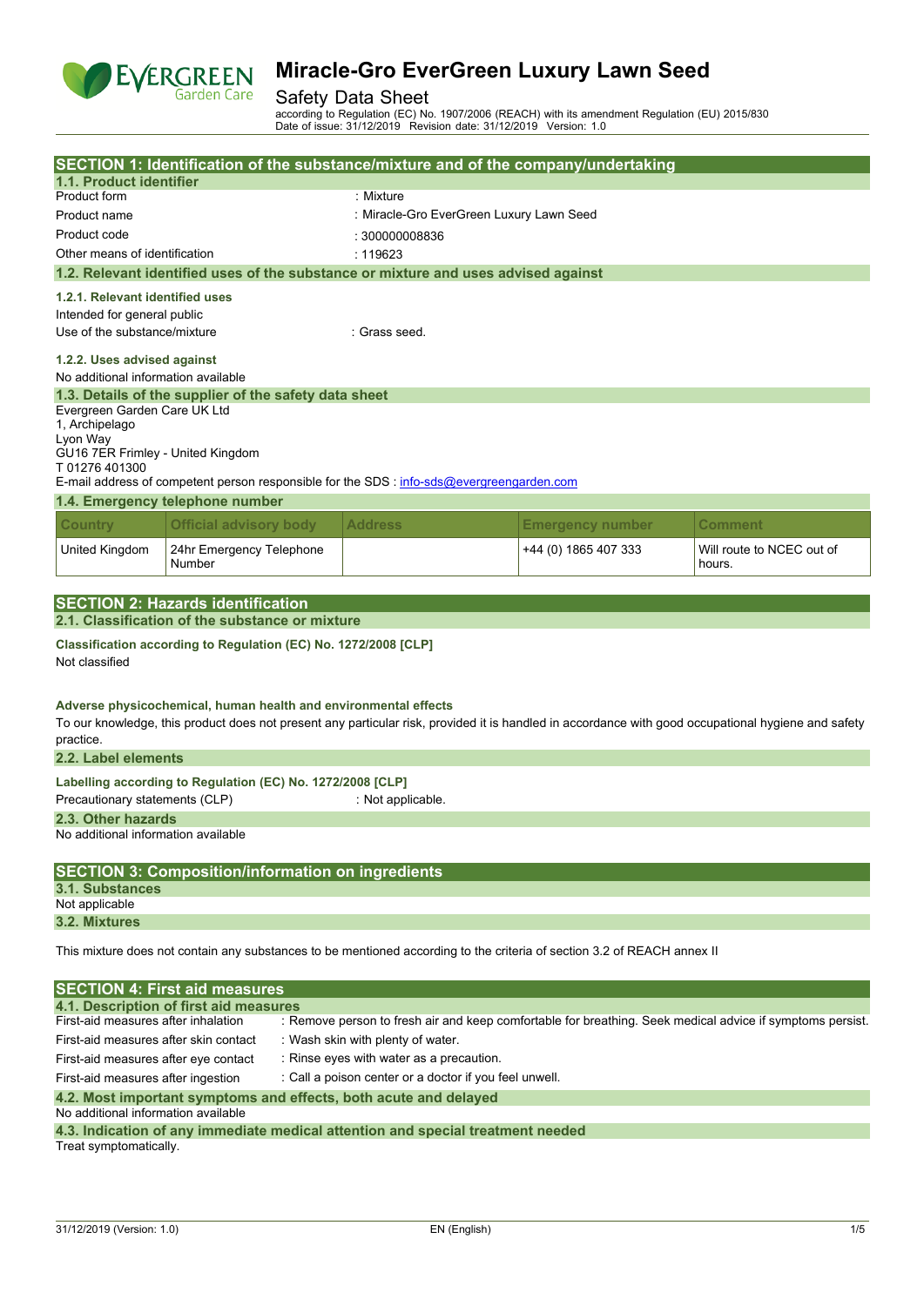# Miracle-Gro EverGreen Luxury Lawn Seed

Safety Data Sheet

according to Regulation (EC) No. 1907/2006 (REACH) with its amendment Regulation (EU) 2015/830
Date of issue: 31/12/2019 Revision date: 31/12/2019 Version: 1.0

## SECTION 1: Identification of the substance/mixture and of the company/undertaking

### 1.1. Product identifier

Product form : Mixture

Product name : Miracle-Gro EverGreen Luxury Lawn Seed

Product code : 300000008836

Other means of identification : 119623

### 1.2. Relevant identified uses of the substance or mixture and uses advised against

#### 1.2.1. Relevant identified uses

Intended for general public

Use of the substance/mixture : Grass seed.

#### 1.2.2. Uses advised against

No additional information available

### 1.3. Details of the supplier of the safety data sheet

Evergreen Garden Care UK Ltd
1, Archipelago
Lyon Way
GU16 7ER Frimley - United Kingdom
T 01276 401300
E-mail address of competent person responsible for the SDS : info-sds@evergreengarden.com

### 1.4. Emergency telephone number

| Country | Official advisory body | Address | Emergency number | Comment |
|---|---|---|---|---|
| United Kingdom | 24hr Emergency Telephone Number | | +44 (0) 1865 407 333 | Will route to NCEC out of hours. |

## SECTION 2: Hazards identification

### 2.1. Classification of the substance or mixture

**Classification according to Regulation (EC) No. 1272/2008 [CLP]**

Not classified

**Adverse physicochemical, human health and environmental effects**

To our knowledge, this product does not present any particular risk, provided it is handled in accordance with good occupational hygiene and safety practice.

### 2.2. Label elements

**Labelling according to Regulation (EC) No. 1272/2008 [CLP]**

Precautionary statements (CLP) : Not applicable.

### 2.3. Other hazards

No additional information available

## SECTION 3: Composition/information on ingredients

### 3.1. Substances

Not applicable

### 3.2. Mixtures

This mixture does not contain any substances to be mentioned according to the criteria of section 3.2 of REACH annex II

## SECTION 4: First aid measures

### 4.1. Description of first aid measures

First-aid measures after inhalation : Remove person to fresh air and keep comfortable for breathing. Seek medical advice if symptoms persist.

First-aid measures after skin contact : Wash skin with plenty of water.

First-aid measures after eye contact : Rinse eyes with water as a precaution.

First-aid measures after ingestion : Call a poison center or a doctor if you feel unwell.

### 4.2. Most important symptoms and effects, both acute and delayed

No additional information available

### 4.3. Indication of any immediate medical attention and special treatment needed

Treat symptomatically.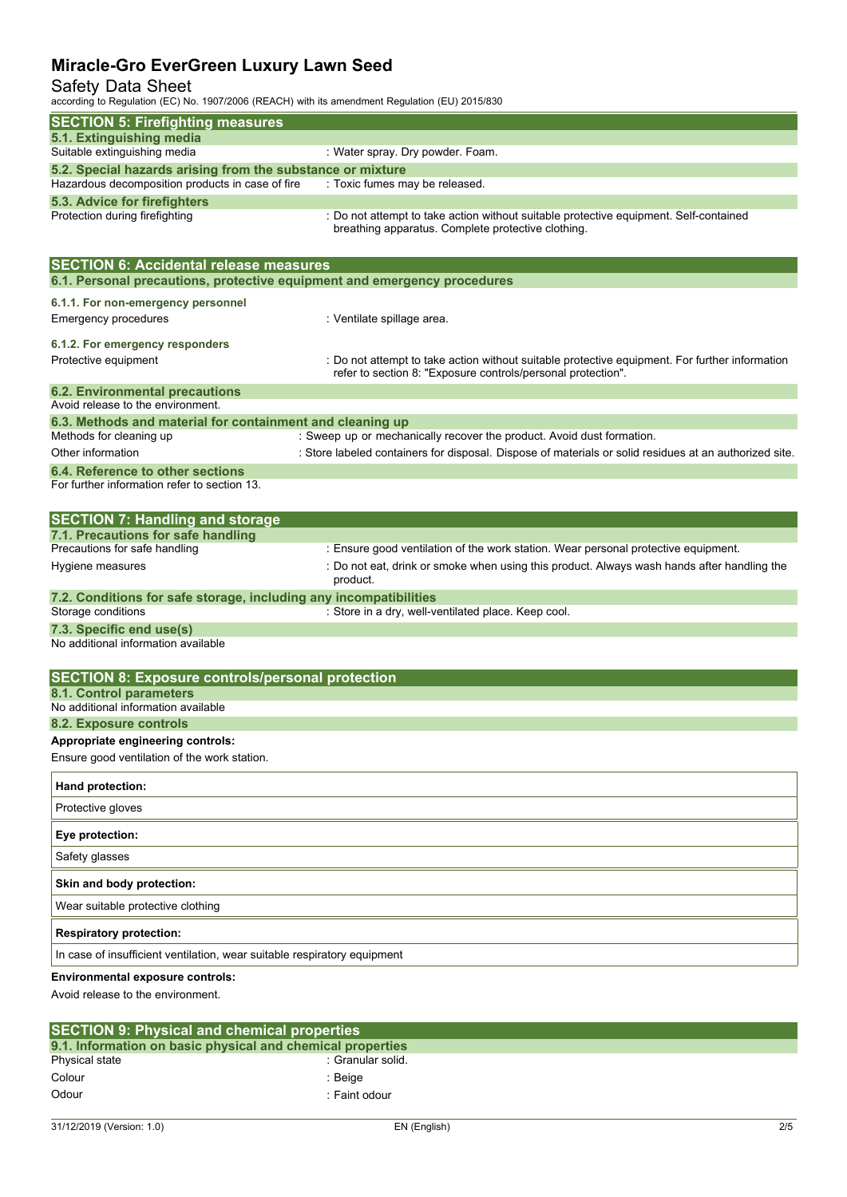## SECTION 5: Firefighting measures

### 5.1. Extinguishing media

Suitable extinguishing media : Water spray. Dry powder. Foam.

### 5.2. Special hazards arising from the substance or mixture

Hazardous decomposition products in case of fire : Toxic fumes may be released.

### 5.3. Advice for firefighters

Protection during firefighting : Do not attempt to take action without suitable protective equipment. Self-contained breathing apparatus. Complete protective clothing.

## SECTION 6: Accidental release measures

### 6.1. Personal precautions, protective equipment and emergency procedures

#### 6.1.1. For non-emergency personnel

Emergency procedures : Ventilate spillage area.

#### 6.1.2. For emergency responders

Protective equipment : Do not attempt to take action without suitable protective equipment. For further information refer to section 8: "Exposure controls/personal protection".

### 6.2. Environmental precautions

Avoid release to the environment.

### 6.3. Methods and material for containment and cleaning up

Methods for cleaning up : Sweep up or mechanically recover the product. Avoid dust formation.

Other information : Store labeled containers for disposal. Dispose of materials or solid residues at an authorized site.

### 6.4. Reference to other sections

For further information refer to section 13.

## SECTION 7: Handling and storage

### 7.1. Precautions for safe handling

Precautions for safe handling : Ensure good ventilation of the work station. Wear personal protective equipment.

Hygiene measures : Do not eat, drink or smoke when using this product. Always wash hands after handling the product.

### 7.2. Conditions for safe storage, including any incompatibilities

Storage conditions : Store in a dry, well-ventilated place. Keep cool.

### 7.3. Specific end use(s)

No additional information available

## SECTION 8: Exposure controls/personal protection

### 8.1. Control parameters

No additional information available

### 8.2. Exposure controls

**Appropriate engineering controls:**

Ensure good ventilation of the work station.

**Hand protection:**

Protective gloves

**Eye protection:**

Safety glasses

**Skin and body protection:**

Wear suitable protective clothing

**Respiratory protection:**

In case of insufficient ventilation, wear suitable respiratory equipment

**Environmental exposure controls:**

Avoid release to the environment.

## SECTION 9: Physical and chemical properties

### 9.1. Information on basic physical and chemical properties

Physical state : Granular solid.

Colour : Beige

Odour : Faint odour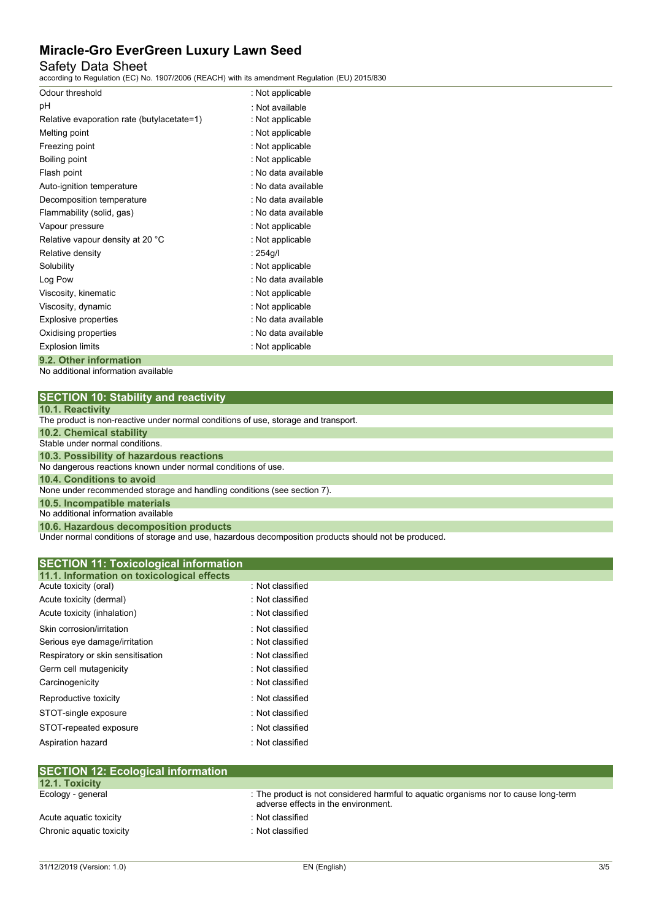| Property | Value |
|---|---|
| Odour threshold | : Not applicable |
| pH | : Not available |
| Relative evaporation rate (butylacetate=1) | : Not applicable |
| Melting point | : Not applicable |
| Freezing point | : Not applicable |
| Boiling point | : Not applicable |
| Flash point | : No data available |
| Auto-ignition temperature | : No data available |
| Decomposition temperature | : No data available |
| Flammability (solid, gas) | : No data available |
| Vapour pressure | : Not applicable |
| Relative vapour density at 20 °C | : Not applicable |
| Relative density | : 254g/l |
| Solubility | : Not applicable |
| Log Pow | : No data available |
| Viscosity, kinematic | : Not applicable |
| Viscosity, dynamic | : Not applicable |
| Explosive properties | : No data available |
| Oxidising properties | : No data available |
| Explosion limits | : Not applicable |

### 9.2. Other information

No additional information available

## SECTION 10: Stability and reactivity

### 10.1. Reactivity

The product is non-reactive under normal conditions of use, storage and transport.

### 10.2. Chemical stability

Stable under normal conditions.

### 10.3. Possibility of hazardous reactions

No dangerous reactions known under normal conditions of use.

### 10.4. Conditions to avoid

None under recommended storage and handling conditions (see section 7).

### 10.5. Incompatible materials

No additional information available

### 10.6. Hazardous decomposition products

Under normal conditions of storage and use, hazardous decomposition products should not be produced.

## SECTION 11: Toxicological information

### 11.1. Information on toxicological effects

| Effect | Classification |
|---|---|
| Acute toxicity (oral) | : Not classified |
| Acute toxicity (dermal) | : Not classified |
| Acute toxicity (inhalation) | : Not classified |
| Skin corrosion/irritation | : Not classified |
| Serious eye damage/irritation | : Not classified |
| Respiratory or skin sensitisation | : Not classified |
| Germ cell mutagenicity | : Not classified |
| Carcinogenicity | : Not classified |
| Reproductive toxicity | : Not classified |
| STOT-single exposure | : Not classified |
| STOT-repeated exposure | : Not classified |
| Aspiration hazard | : Not classified |

## SECTION 12: Ecological information

### 12.1. Toxicity

| Item | Information |
|---|---|
| Ecology - general | : The product is not considered harmful to aquatic organisms nor to cause long-term adverse effects in the environment. |
| Acute aquatic toxicity | : Not classified |
| Chronic aquatic toxicity | : Not classified |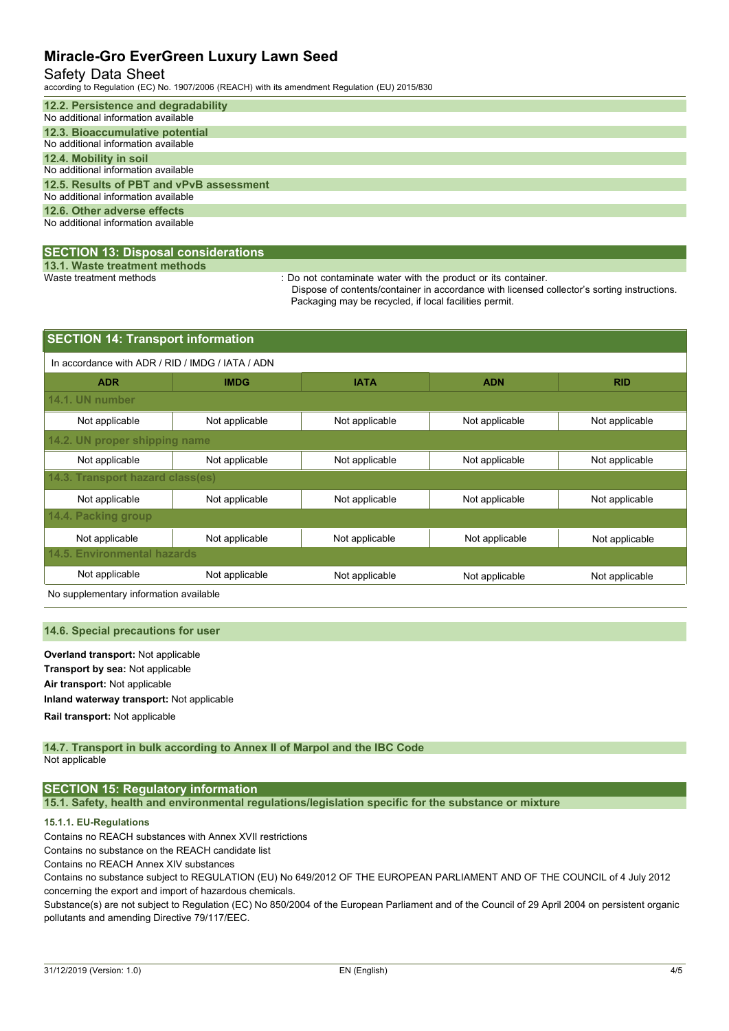### 12.2. Persistence and degradability

No additional information available

### 12.3. Bioaccumulative potential

No additional information available

### 12.4. Mobility in soil

No additional information available

### 12.5. Results of PBT and vPvB assessment

No additional information available

### 12.6. Other adverse effects

No additional information available

## SECTION 13: Disposal considerations

### 13.1. Waste treatment methods

Waste treatment methods : Do not contaminate water with the product or its container.
Dispose of contents/container in accordance with licensed collector's sorting instructions.
Packaging may be recycled, if local facilities permit.

## SECTION 14: Transport information

In accordance with ADR / RID / IMDG / IATA / ADN

| ADR | IMDG | IATA | ADN | RID |
|---|---|---|---|---|
| **14.1. UN number** | | | | |
| Not applicable | Not applicable | Not applicable | Not applicable | Not applicable |
| **14.2. UN proper shipping name** | | | | |
| Not applicable | Not applicable | Not applicable | Not applicable | Not applicable |
| **14.3. Transport hazard class(es)** | | | | |
| Not applicable | Not applicable | Not applicable | Not applicable | Not applicable |
| **14.4. Packing group** | | | | |
| Not applicable | Not applicable | Not applicable | Not applicable | Not applicable |
| **14.5. Environmental hazards** | | | | |
| Not applicable | Not applicable | Not applicable | Not applicable | Not applicable |

No supplementary information available

### 14.6. Special precautions for user

**Overland transport:** Not applicable

**Transport by sea:** Not applicable

**Air transport:** Not applicable

**Inland waterway transport:** Not applicable

**Rail transport:** Not applicable

### 14.7. Transport in bulk according to Annex II of Marpol and the IBC Code

Not applicable

## SECTION 15: Regulatory information

### 15.1. Safety, health and environmental regulations/legislation specific for the substance or mixture

#### 15.1.1. EU-Regulations

Contains no REACH substances with Annex XVII restrictions

Contains no substance on the REACH candidate list

Contains no REACH Annex XIV substances

Contains no substance subject to REGULATION (EU) No 649/2012 OF THE EUROPEAN PARLIAMENT AND OF THE COUNCIL of 4 July 2012 concerning the export and import of hazardous chemicals.

Substance(s) are not subject to Regulation (EC) No 850/2004 of the European Parliament and of the Council of 29 April 2004 on persistent organic pollutants and amending Directive 79/117/EEC.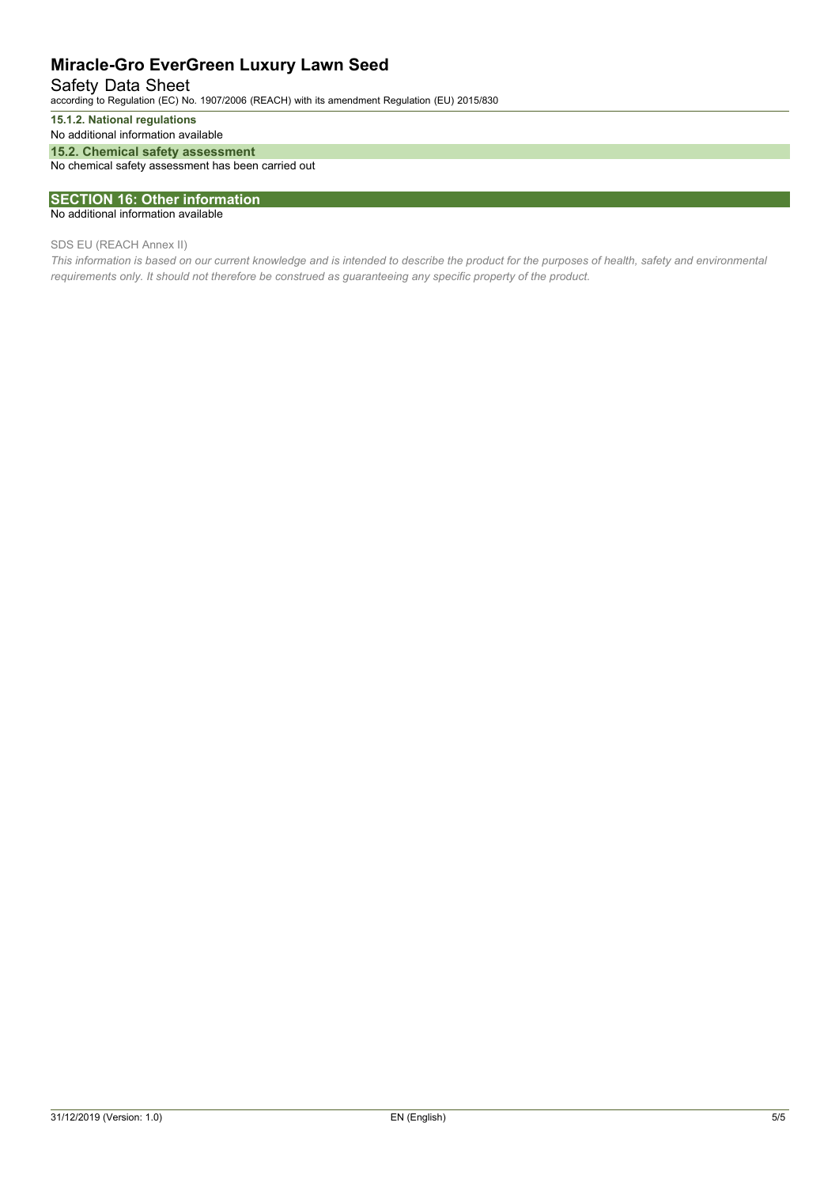#### 15.1.2. National regulations

No additional information available

### 15.2. Chemical safety assessment

No chemical safety assessment has been carried out

## SECTION 16: Other information

No additional information available

SDS EU (REACH Annex II)

*This information is based on our current knowledge and is intended to describe the product for the purposes of health, safety and environmental requirements only. It should not therefore be construed as guaranteeing any specific property of the product.*